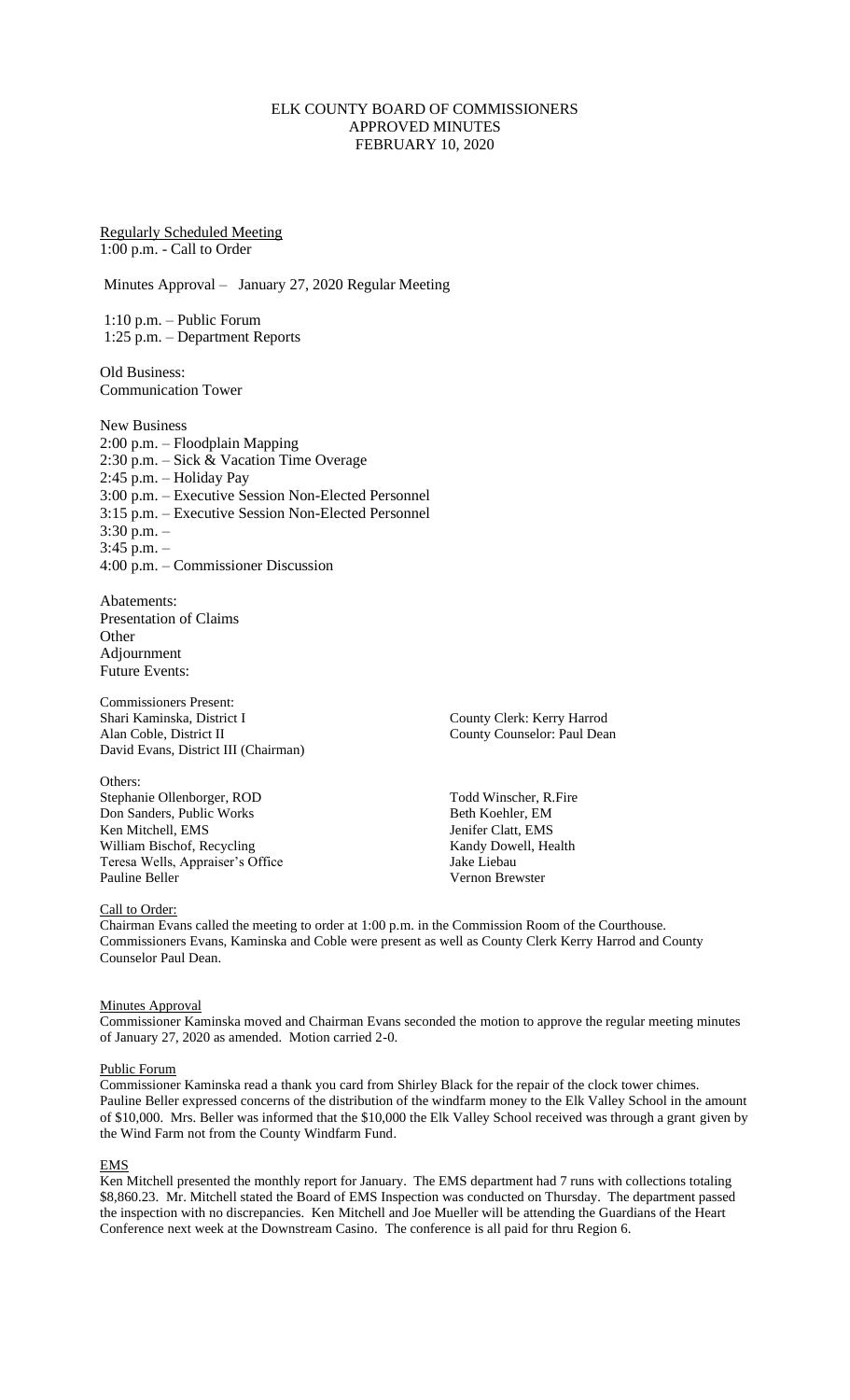# ELK COUNTY BOARD OF COMMISSIONERS
## APPROVED MINUTES
## FEBRUARY 10, 2020

Regularly Scheduled Meeting
1:00 p.m. - Call to Order

Minutes Approval – January 27, 2020 Regular Meeting

1:10 p.m. – Public Forum
1:25 p.m. – Department Reports

Old Business:
Communication Tower

New Business
2:00 p.m. – Floodplain Mapping
2:30 p.m. – Sick & Vacation Time Overage
2:45 p.m. – Holiday Pay
3:00 p.m. – Executive Session Non-Elected Personnel
3:15 p.m. – Executive Session Non-Elected Personnel
3:30 p.m. –
3:45 p.m. –
4:00 p.m. – Commissioner Discussion

Abatements:
Presentation of Claims
Other
Adjournment
Future Events:

Commissioners Present:
Shari Kaminska, District I
Alan Coble, District II
David Evans, District III (Chairman)

County Clerk: Kerry Harrod
County Counselor: Paul Dean

Others:
Stephanie Ollenborger, ROD
Don Sanders, Public Works
Ken Mitchell, EMS
William Bischof, Recycling
Teresa Wells, Appraiser's Office
Pauline Beller

Todd Winscher, R.Fire
Beth Koehler, EM
Jenifer Clatt, EMS
Kandy Dowell, Health
Jake Liebau
Vernon Brewster

Call to Order:
Chairman Evans called the meeting to order at 1:00 p.m. in the Commission Room of the Courthouse. Commissioners Evans, Kaminska and Coble were present as well as County Clerk Kerry Harrod and County Counselor Paul Dean.

Minutes Approval
Commissioner Kaminska moved and Chairman Evans seconded the motion to approve the regular meeting minutes of January 27, 2020 as amended. Motion carried 2-0.

Public Forum
Commissioner Kaminska read a thank you card from Shirley Black for the repair of the clock tower chimes. Pauline Beller expressed concerns of the distribution of the windfarm money to the Elk Valley School in the amount of $10,000. Mrs. Beller was informed that the $10,000 the Elk Valley School received was through a grant given by the Wind Farm not from the County Windfarm Fund.

EMS
Ken Mitchell presented the monthly report for January. The EMS department had 7 runs with collections totaling $8,860.23. Mr. Mitchell stated the Board of EMS Inspection was conducted on Thursday. The department passed the inspection with no discrepancies. Ken Mitchell and Joe Mueller will be attending the Guardians of the Heart Conference next week at the Downstream Casino. The conference is all paid for thru Region 6.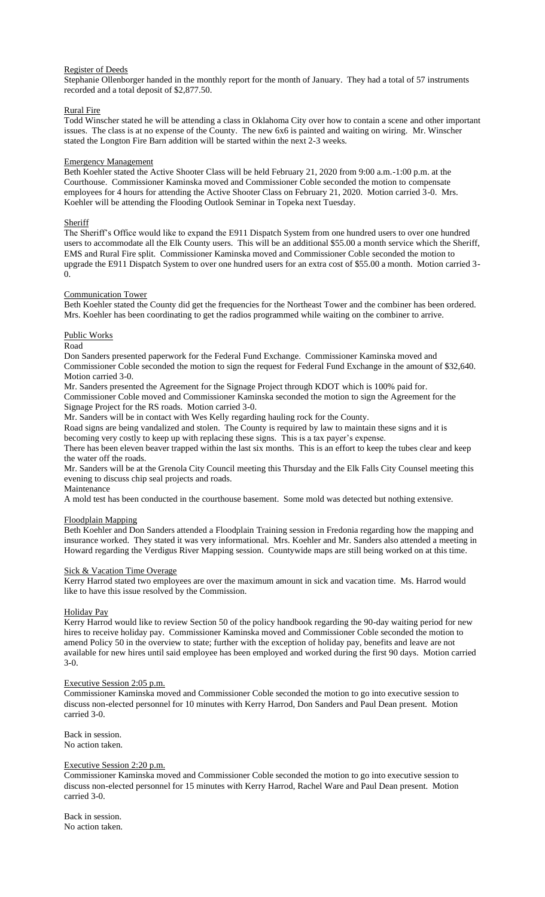## Register of Deeds

Stephanie Ollenborger handed in the monthly report for the month of January. They had a total of 57 instruments recorded and a total deposit of $2,877.50.

## Rural Fire

Todd Winscher stated he will be attending a class in Oklahoma City over how to contain a scene and other important issues. The class is at no expense of the County. The new 6x6 is painted and waiting on wiring. Mr. Winscher stated the Longton Fire Barn addition will be started within the next 2-3 weeks.

## Emergency Management

Beth Koehler stated the Active Shooter Class will be held February 21, 2020 from 9:00 a.m.-1:00 p.m. at the Courthouse. Commissioner Kaminska moved and Commissioner Coble seconded the motion to compensate employees for 4 hours for attending the Active Shooter Class on February 21, 2020. Motion carried 3-0. Mrs. Koehler will be attending the Flooding Outlook Seminar in Topeka next Tuesday.

## Sheriff

The Sheriff's Office would like to expand the E911 Dispatch System from one hundred users to over one hundred users to accommodate all the Elk County users. This will be an additional $55.00 a month service which the Sheriff, EMS and Rural Fire split. Commissioner Kaminska moved and Commissioner Coble seconded the motion to upgrade the E911 Dispatch System to over one hundred users for an extra cost of $55.00 a month. Motion carried 3-0.

## Communication Tower

Beth Koehler stated the County did get the frequencies for the Northeast Tower and the combiner has been ordered. Mrs. Koehler has been coordinating to get the radios programmed while waiting on the combiner to arrive.

## Public Works

### Road

Don Sanders presented paperwork for the Federal Fund Exchange. Commissioner Kaminska moved and Commissioner Coble seconded the motion to sign the request for Federal Fund Exchange in the amount of $32,640. Motion carried 3-0.

Mr. Sanders presented the Agreement for the Signage Project through KDOT which is 100% paid for. Commissioner Coble moved and Commissioner Kaminska seconded the motion to sign the Agreement for the Signage Project for the RS roads. Motion carried 3-0.

Mr. Sanders will be in contact with Wes Kelly regarding hauling rock for the County.

Road signs are being vandalized and stolen. The County is required by law to maintain these signs and it is becoming very costly to keep up with replacing these signs. This is a tax payer's expense.

There has been eleven beaver trapped within the last six months. This is an effort to keep the tubes clear and keep the water off the roads.

Mr. Sanders will be at the Grenola City Council meeting this Thursday and the Elk Falls City Counsel meeting this evening to discuss chip seal projects and roads.

### Maintenance

A mold test has been conducted in the courthouse basement. Some mold was detected but nothing extensive.

## Floodplain Mapping

Beth Koehler and Don Sanders attended a Floodplain Training session in Fredonia regarding how the mapping and insurance worked. They stated it was very informational. Mrs. Koehler and Mr. Sanders also attended a meeting in Howard regarding the Verdigus River Mapping session. Countywide maps are still being worked on at this time.

## Sick & Vacation Time Overage

Kerry Harrod stated two employees are over the maximum amount in sick and vacation time. Ms. Harrod would like to have this issue resolved by the Commission.

## Holiday Pay

Kerry Harrod would like to review Section 50 of the policy handbook regarding the 90-day waiting period for new hires to receive holiday pay. Commissioner Kaminska moved and Commissioner Coble seconded the motion to amend Policy 50 in the overview to state; further with the exception of holiday pay, benefits and leave are not available for new hires until said employee has been employed and worked during the first 90 days. Motion carried 3-0.

## Executive Session 2:05 p.m.

Commissioner Kaminska moved and Commissioner Coble seconded the motion to go into executive session to discuss non-elected personnel for 10 minutes with Kerry Harrod, Don Sanders and Paul Dean present. Motion carried 3-0.

Back in session.
No action taken.

## Executive Session 2:20 p.m.

Commissioner Kaminska moved and Commissioner Coble seconded the motion to go into executive session to discuss non-elected personnel for 15 minutes with Kerry Harrod, Rachel Ware and Paul Dean present. Motion carried 3-0.

Back in session.
No action taken.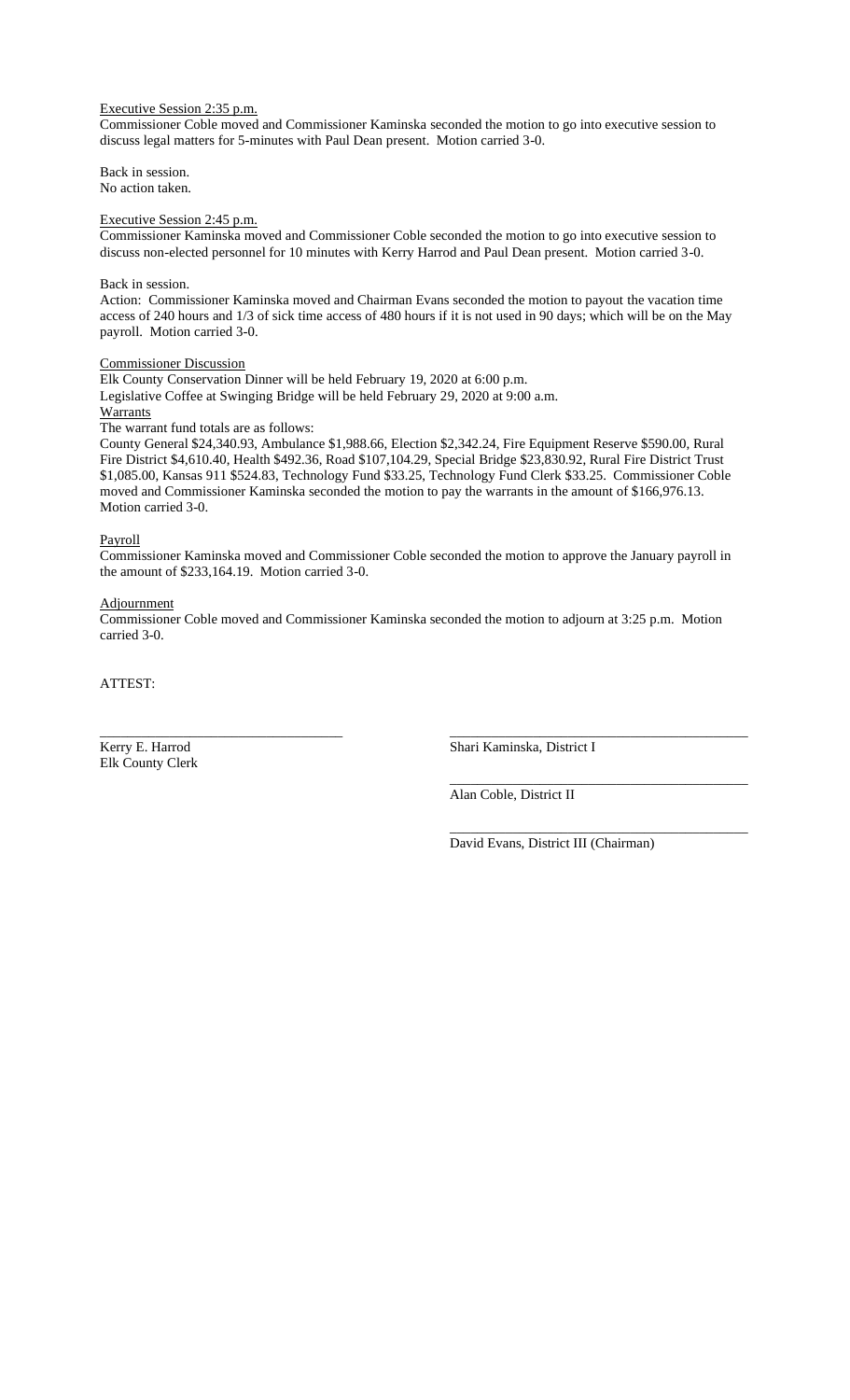Executive Session 2:35 p.m.

Commissioner Coble moved and Commissioner Kaminska seconded the motion to go into executive session to discuss legal matters for 5-minutes with Paul Dean present. Motion carried 3-0.

Back in session.
No action taken.

Executive Session 2:45 p.m.

Commissioner Kaminska moved and Commissioner Coble seconded the motion to go into executive session to discuss non-elected personnel for 10 minutes with Kerry Harrod and Paul Dean present. Motion carried 3-0.

Back in session.

Action: Commissioner Kaminska moved and Chairman Evans seconded the motion to payout the vacation time access of 240 hours and 1/3 of sick time access of 480 hours if it is not used in 90 days; which will be on the May payroll. Motion carried 3-0.

Commissioner Discussion

Elk County Conservation Dinner will be held February 19, 2020 at 6:00 p.m.

Legislative Coffee at Swinging Bridge will be held February 29, 2020 at 9:00 a.m.

Warrants

The warrant fund totals are as follows:

County General $24,340.93, Ambulance $1,988.66, Election $2,342.24, Fire Equipment Reserve $590.00, Rural Fire District $4,610.40, Health $492.36, Road $107,104.29, Special Bridge $23,830.92, Rural Fire District Trust $1,085.00, Kansas 911 $524.83, Technology Fund $33.25, Technology Fund Clerk $33.25. Commissioner Coble moved and Commissioner Kaminska seconded the motion to pay the warrants in the amount of $166,976.13. Motion carried 3-0.

Payroll

Commissioner Kaminska moved and Commissioner Coble seconded the motion to approve the January payroll in the amount of $233,164.19. Motion carried 3-0.

Adjournment

Commissioner Coble moved and Commissioner Kaminska seconded the motion to adjourn at 3:25 p.m. Motion carried 3-0.

ATTEST:

\_\_\_\_\_\_\_\_\_\_\_\_\_\_\_\_\_\_\_\_\_\_\_\_\_\_\_\_\_\_\_\_\_\_\_
Kerry E. Harrod
Elk County Clerk

\_\_\_\_\_\_\_\_\_\_\_\_\_\_\_\_\_\_\_\_\_\_\_\_\_\_\_\_\_\_\_\_\_\_\_
Shari Kaminska, District I

\_\_\_\_\_\_\_\_\_\_\_\_\_\_\_\_\_\_\_\_\_\_\_\_\_\_\_\_\_\_\_\_\_\_\_
Alan Coble, District II

\_\_\_\_\_\_\_\_\_\_\_\_\_\_\_\_\_\_\_\_\_\_\_\_\_\_\_\_\_\_\_\_\_\_\_
David Evans, District III (Chairman)